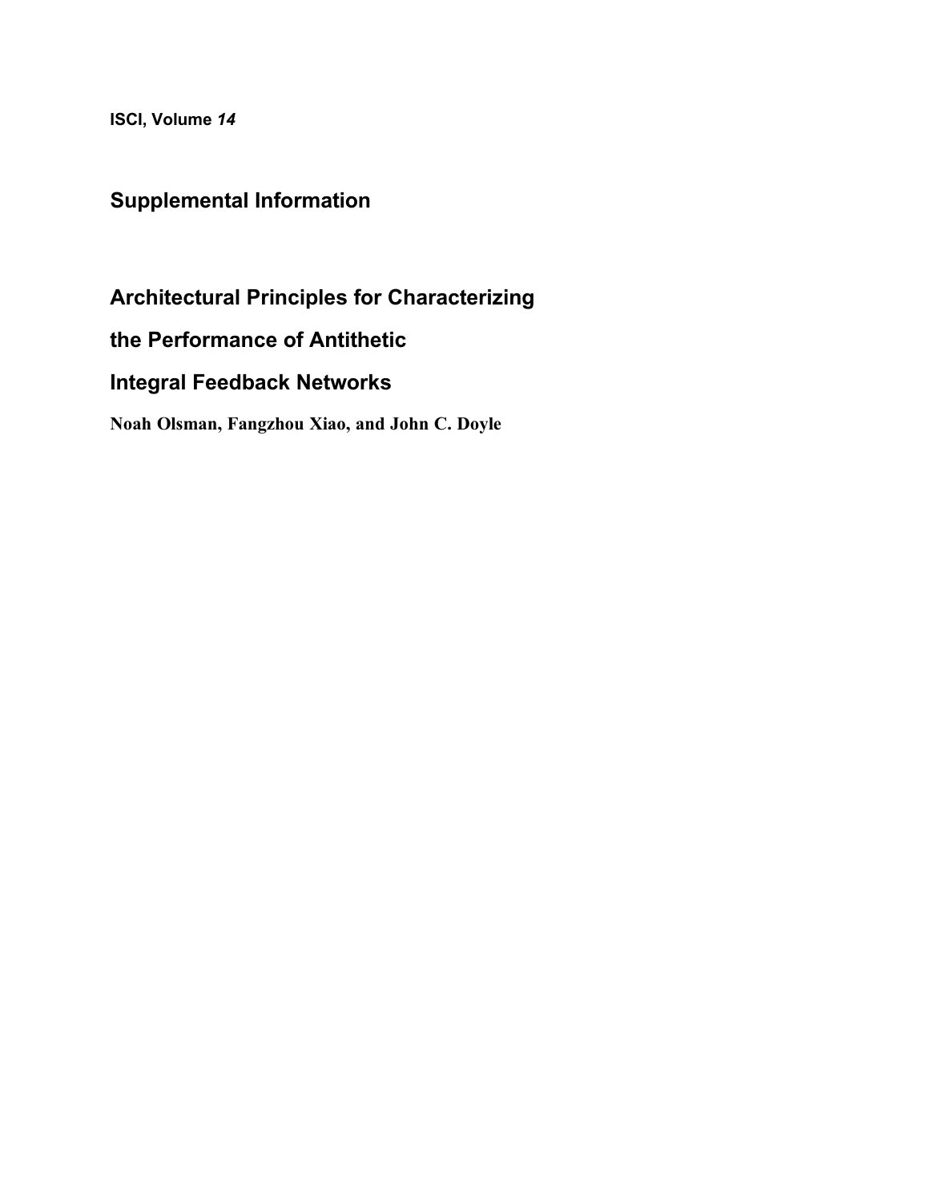**ISCI, Volume *14***

## Supplemental Information

# Architectural Principles for Characterizing the Performance of Antithetic Integral Feedback Networks

**Noah Olsman, Fangzhou Xiao, and John C. Doyle**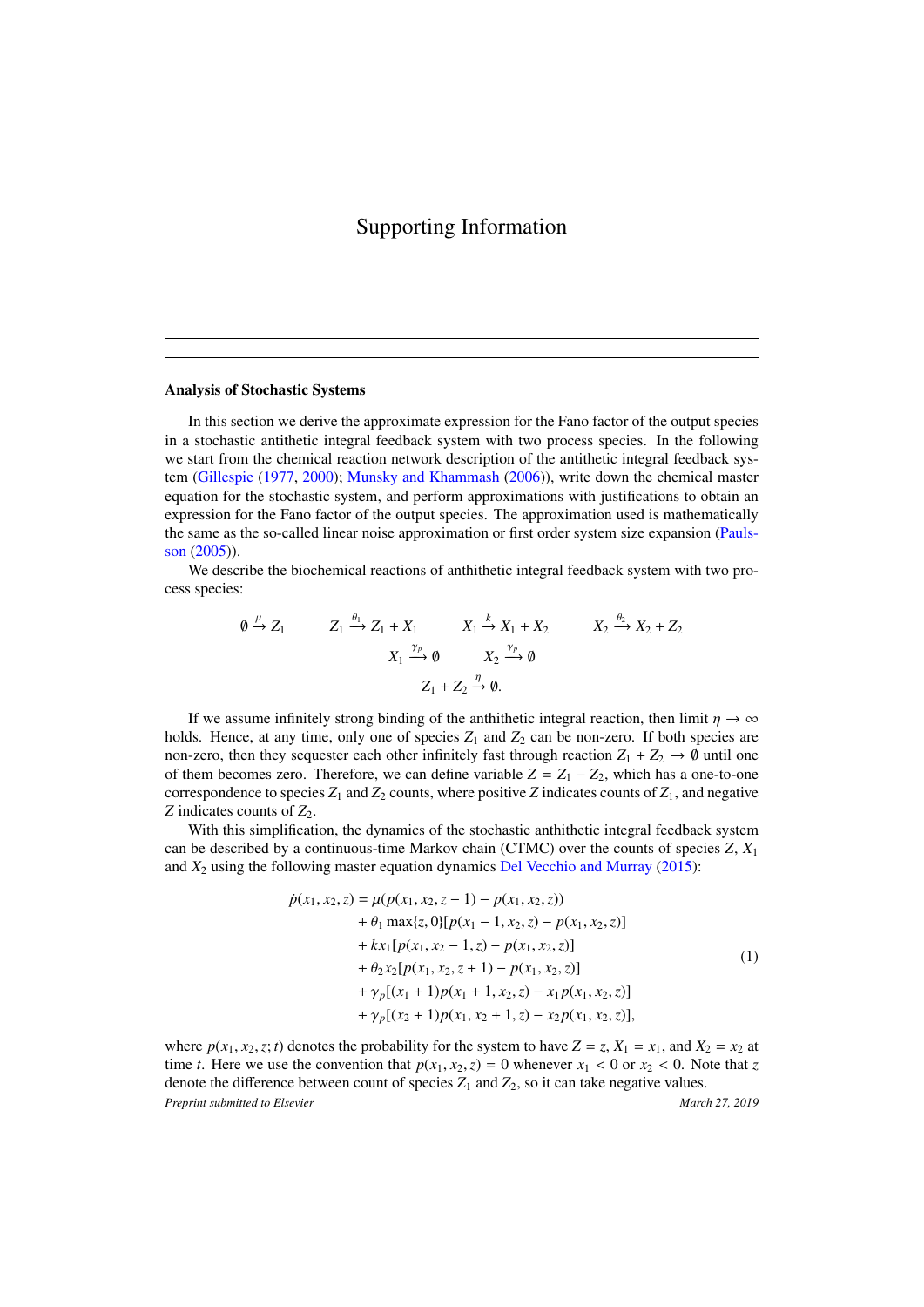# Supporting Information

---

### Analysis of Stochastic Systems

In this section we derive the approximate expression for the Fano factor of the output species in a stochastic antithetic integral feedback system with two process species. In the following we start from the chemical reaction network description of the antithetic integral feedback system (Gillespie (1977, 2000); Munsky and Khammash (2006)), write down the chemical master equation for the stochastic system, and perform approximations with justifications to obtain an expression for the Fano factor of the output species. The approximation used is mathematically the same as the so-called linear noise approximation or first order system size expansion (Paulsson (2005)).

We describe the biochemical reactions of anthithetic integral feedback system with two process species:

$$\emptyset \xrightarrow{\mu} Z_1 \qquad Z_1 \xrightarrow{\theta_1} Z_1 + X_1 \qquad X_1 \xrightarrow{k} X_1 + X_2 \qquad X_2 \xrightarrow{\theta_2} X_2 + Z_2$$

$$X_1 \xrightarrow{\gamma_p} \emptyset \qquad X_2 \xrightarrow{\gamma_p} \emptyset$$

$$Z_1 + Z_2 \xrightarrow{\eta} \emptyset.$$

If we assume infinitely strong binding of the anthithetic integral reaction, then limit $\eta \to \infty$ holds. Hence, at any time, only one of species $Z_1$ and $Z_2$ can be non-zero. If both species are non-zero, then they sequester each other infinitely fast through reaction $Z_1 + Z_2 \to \emptyset$ until one of them becomes zero. Therefore, we can define variable $Z = Z_1 - Z_2$, which has a one-to-one correspondence to species $Z_1$ and $Z_2$ counts, where positive $Z$ indicates counts of $Z_1$, and negative $Z$ indicates counts of $Z_2$.

With this simplification, the dynamics of the stochastic anthithetic integral feedback system can be described by a continuous-time Markov chain (CTMC) over the counts of species $Z$, $X_1$ and $X_2$ using the following master equation dynamics Del Vecchio and Murray (2015):

$$
\begin{aligned}
\dot{p}(x_1, x_2, z) = \; & \mu(p(x_1, x_2, z-1) - p(x_1, x_2, z)) \\
& + \theta_1 \max\{z, 0\}[p(x_1 - 1, x_2, z) - p(x_1, x_2, z)] \\
& + k x_1 [p(x_1, x_2 - 1, z) - p(x_1, x_2, z)] \\
& + \theta_2 x_2 [p(x_1, x_2, z+1) - p(x_1, x_2, z)] \\
& + \gamma_p [(x_1 + 1) p(x_1 + 1, x_2, z) - x_1 p(x_1, x_2, z)] \\
& + \gamma_p [(x_2 + 1) p(x_1, x_2 + 1, z) - x_2 p(x_1, x_2, z)],
\end{aligned} \tag{1}
$$

where $p(x_1, x_2, z; t)$ denotes the probability for the system to have $Z = z$, $X_1 = x_1$, and $X_2 = x_2$ at time $t$. Here we use the convention that $p(x_1, x_2, z) = 0$ whenever $x_1 < 0$ or $x_2 < 0$. Note that $z$ denote the difference between count of species $Z_1$ and $Z_2$, so it can take negative values.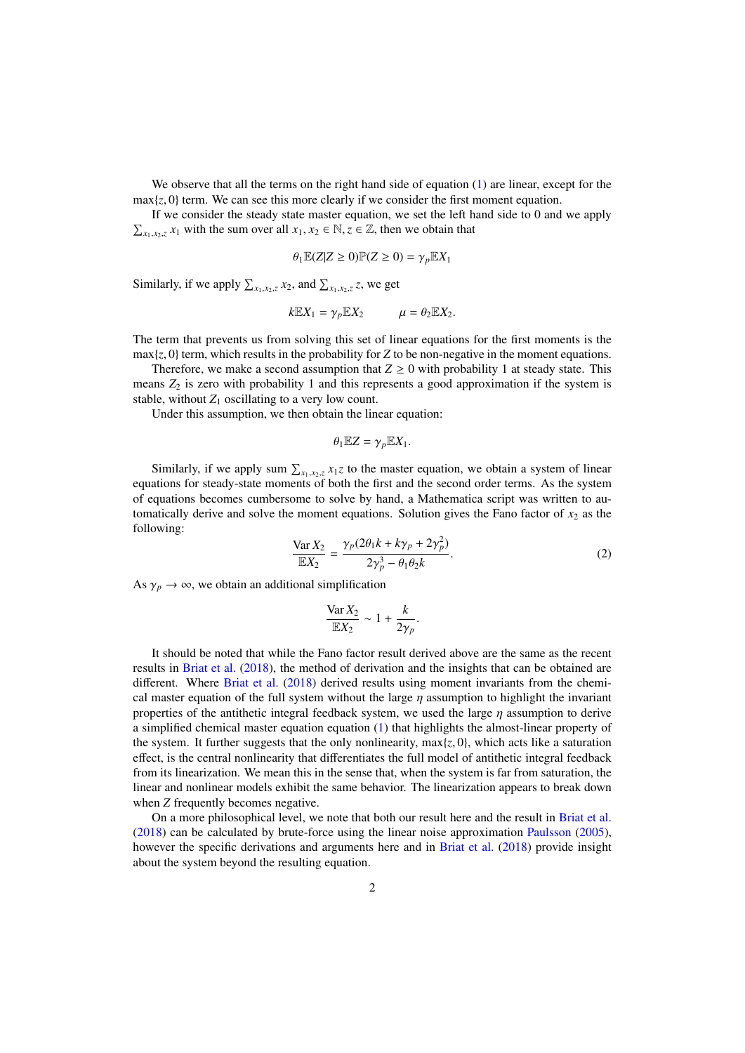We observe that all the terms on the right hand side of equation (1) are linear, except for the $\max\{z, 0\}$ term. We can see this more clearly if we consider the first moment equation.

If we consider the steady state master equation, we set the left hand side to 0 and we apply $\sum_{x_1,x_2,z} x_1$ with the sum over all $x_1, x_2 \in \mathbb{N}, z \in \mathbb{Z}$, then we obtain that

$$\theta_1 \mathbb{E}(Z|Z \geq 0)\mathbb{P}(Z \geq 0) = \gamma_p \mathbb{E}X_1$$

Similarly, if we apply $\sum_{x_1,x_2,z} x_2$, and $\sum_{x_1,x_2,z} z$, we get

$$k\mathbb{E}X_1 = \gamma_p \mathbb{E}X_2 \qquad \mu = \theta_2 \mathbb{E}X_2.$$

The term that prevents us from solving this set of linear equations for the first moments is the $\max\{z, 0\}$ term, which results in the probability for $Z$ to be non-negative in the moment equations.

Therefore, we make a second assumption that $Z \geq 0$ with probability 1 at steady state. This means $Z_2$ is zero with probability 1 and this represents a good approximation if the system is stable, without $Z_1$ oscillating to a very low count.

Under this assumption, we then obtain the linear equation:

$$\theta_1 \mathbb{E}Z = \gamma_p \mathbb{E}X_1.$$

Similarly, if we apply sum $\sum_{x_1,x_2,z} x_1 z$ to the master equation, we obtain a system of linear equations for steady-state moments of both the first and the second order terms. As the system of equations becomes cumbersome to solve by hand, a Mathematica script was written to automatically derive and solve the moment equations. Solution gives the Fano factor of $x_2$ as the following:

$$\frac{\operatorname{Var} X_2}{\mathbb{E}X_2} = \frac{\gamma_p(2\theta_1 k + k\gamma_p + 2\gamma_p^2)}{2\gamma_p^3 - \theta_1\theta_2 k}. \tag{2}$$

As $\gamma_p \to \infty$, we obtain an additional simplification

$$\frac{\operatorname{Var} X_2}{\mathbb{E}X_2} \sim 1 + \frac{k}{2\gamma_p}.$$

It should be noted that while the Fano factor result derived above are the same as the recent results in Briat et al. (2018), the method of derivation and the insights that can be obtained are different. Where Briat et al. (2018) derived results using moment invariants from the chemical master equation of the full system without the large $\eta$ assumption to highlight the invariant properties of the antithetic integral feedback system, we used the large $\eta$ assumption to derive a simplified chemical master equation equation (1) that highlights the almost-linear property of the system. It further suggests that the only nonlinearity, $\max\{z, 0\}$, which acts like a saturation effect, is the central nonlinearity that differentiates the full model of antithetic integral feedback from its linearization. We mean this in the sense that, when the system is far from saturation, the linear and nonlinear models exhibit the same behavior. The linearization appears to break down when $Z$ frequently becomes negative.

On a more philosophical level, we note that both our result here and the result in Briat et al. (2018) can be calculated by brute-force using the linear noise approximation Paulsson (2005), however the specific derivations and arguments here and in Briat et al. (2018) provide insight about the system beyond the resulting equation.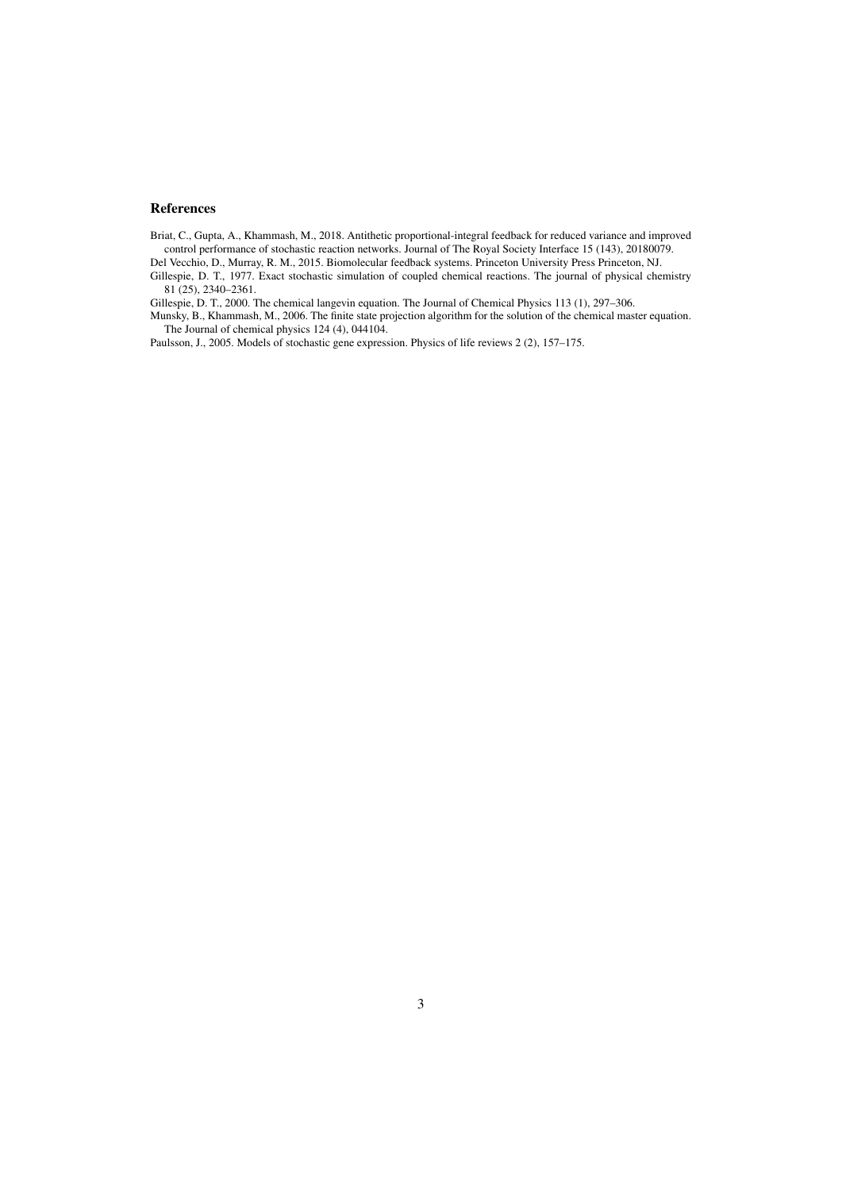## References

Briat, C., Gupta, A., Khammash, M., 2018. Antithetic proportional-integral feedback for reduced variance and improved control performance of stochastic reaction networks. Journal of The Royal Society Interface 15 (143), 20180079.

Del Vecchio, D., Murray, R. M., 2015. Biomolecular feedback systems. Princeton University Press Princeton, NJ.

Gillespie, D. T., 1977. Exact stochastic simulation of coupled chemical reactions. The journal of physical chemistry 81 (25), 2340–2361.

Gillespie, D. T., 2000. The chemical langevin equation. The Journal of Chemical Physics 113 (1), 297–306.

Munsky, B., Khammash, M., 2006. The finite state projection algorithm for the solution of the chemical master equation. The Journal of chemical physics 124 (4), 044104.

Paulsson, J., 2005. Models of stochastic gene expression. Physics of life reviews 2 (2), 157–175.